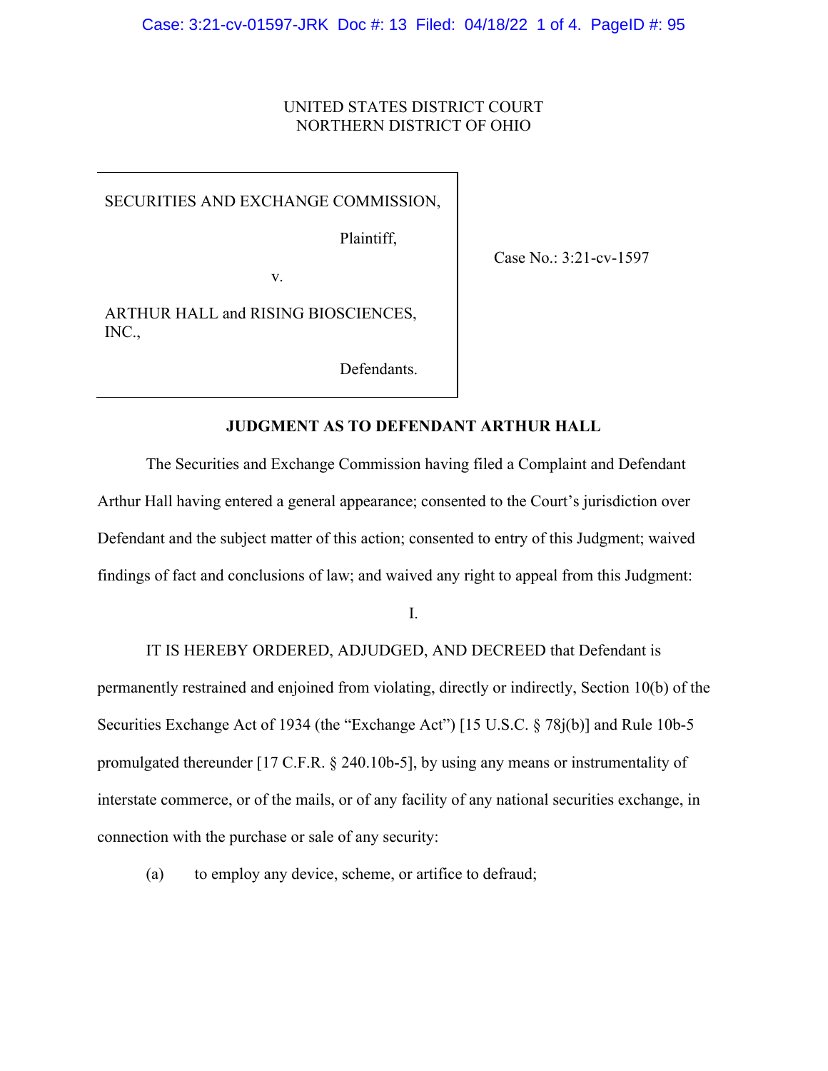UNITED STATES DISTRICT COURT
NORTHERN DISTRICT OF OHIO

| | |
|---|---|
| SECURITIES AND EXCHANGE COMMISSION,<br><br>Plaintiff,<br><br>v.<br><br>ARTHUR HALL and RISING BIOSCIENCES, INC.,<br><br>Defendants. | Case No.: 3:21-cv-1597 |

## JUDGMENT AS TO DEFENDANT ARTHUR HALL

The Securities and Exchange Commission having filed a Complaint and Defendant Arthur Hall having entered a general appearance; consented to the Court's jurisdiction over Defendant and the subject matter of this action; consented to entry of this Judgment; waived findings of fact and conclusions of law; and waived any right to appeal from this Judgment:

I.

IT IS HEREBY ORDERED, ADJUDGED, AND DECREED that Defendant is permanently restrained and enjoined from violating, directly or indirectly, Section 10(b) of the Securities Exchange Act of 1934 (the "Exchange Act") [15 U.S.C. § 78j(b)] and Rule 10b-5 promulgated thereunder [17 C.F.R. § 240.10b-5], by using any means or instrumentality of interstate commerce, or of the mails, or of any facility of any national securities exchange, in connection with the purchase or sale of any security:

(a) to employ any device, scheme, or artifice to defraud;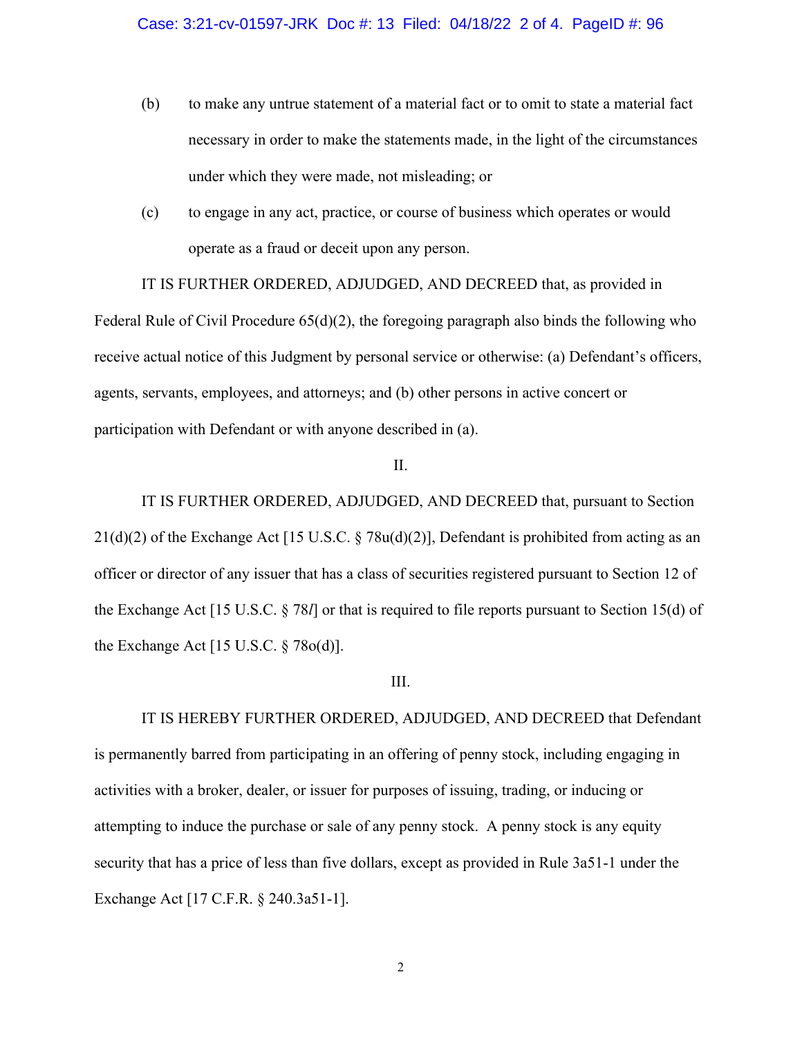(b) to make any untrue statement of a material fact or to omit to state a material fact necessary in order to make the statements made, in the light of the circumstances under which they were made, not misleading; or

(c) to engage in any act, practice, or course of business which operates or would operate as a fraud or deceit upon any person.

IT IS FURTHER ORDERED, ADJUDGED, AND DECREED that, as provided in Federal Rule of Civil Procedure 65(d)(2), the foregoing paragraph also binds the following who receive actual notice of this Judgment by personal service or otherwise: (a) Defendant's officers, agents, servants, employees, and attorneys; and (b) other persons in active concert or participation with Defendant or with anyone described in (a).

II.

IT IS FURTHER ORDERED, ADJUDGED, AND DECREED that, pursuant to Section 21(d)(2) of the Exchange Act [15 U.S.C. § 78u(d)(2)], Defendant is prohibited from acting as an officer or director of any issuer that has a class of securities registered pursuant to Section 12 of the Exchange Act [15 U.S.C. § 78*l*] or that is required to file reports pursuant to Section 15(d) of the Exchange Act [15 U.S.C. § 78o(d)].

III.

IT IS HEREBY FURTHER ORDERED, ADJUDGED, AND DECREED that Defendant is permanently barred from participating in an offering of penny stock, including engaging in activities with a broker, dealer, or issuer for purposes of issuing, trading, or inducing or attempting to induce the purchase or sale of any penny stock. A penny stock is any equity security that has a price of less than five dollars, except as provided in Rule 3a51-1 under the Exchange Act [17 C.F.R. § 240.3a51-1].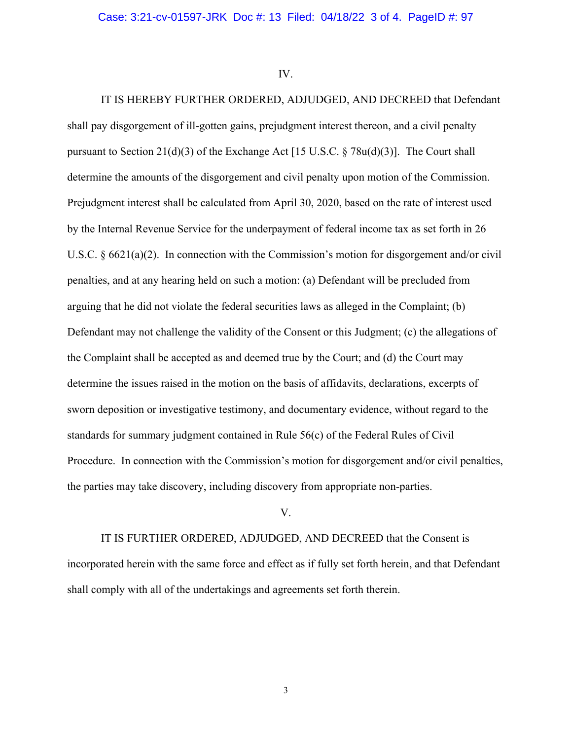IV.

IT IS HEREBY FURTHER ORDERED, ADJUDGED, AND DECREED that Defendant shall pay disgorgement of ill-gotten gains, prejudgment interest thereon, and a civil penalty pursuant to Section 21(d)(3) of the Exchange Act [15 U.S.C. § 78u(d)(3)]. The Court shall determine the amounts of the disgorgement and civil penalty upon motion of the Commission. Prejudgment interest shall be calculated from April 30, 2020, based on the rate of interest used by the Internal Revenue Service for the underpayment of federal income tax as set forth in 26 U.S.C. § 6621(a)(2). In connection with the Commission's motion for disgorgement and/or civil penalties, and at any hearing held on such a motion: (a) Defendant will be precluded from arguing that he did not violate the federal securities laws as alleged in the Complaint; (b) Defendant may not challenge the validity of the Consent or this Judgment; (c) the allegations of the Complaint shall be accepted as and deemed true by the Court; and (d) the Court may determine the issues raised in the motion on the basis of affidavits, declarations, excerpts of sworn deposition or investigative testimony, and documentary evidence, without regard to the standards for summary judgment contained in Rule 56(c) of the Federal Rules of Civil Procedure. In connection with the Commission's motion for disgorgement and/or civil penalties, the parties may take discovery, including discovery from appropriate non-parties.

V.

IT IS FURTHER ORDERED, ADJUDGED, AND DECREED that the Consent is incorporated herein with the same force and effect as if fully set forth herein, and that Defendant shall comply with all of the undertakings and agreements set forth therein.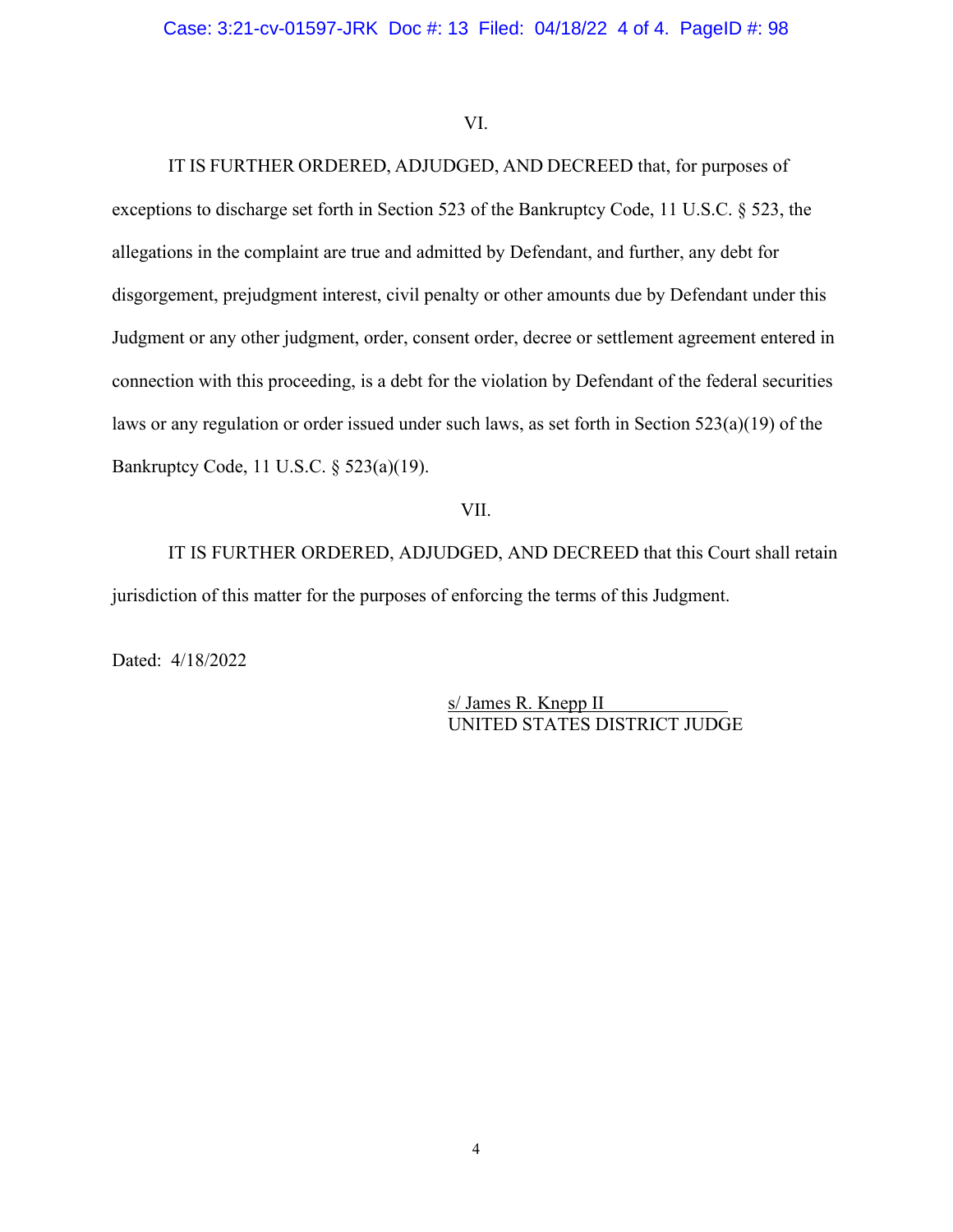VI.

IT IS FURTHER ORDERED, ADJUDGED, AND DECREED that, for purposes of exceptions to discharge set forth in Section 523 of the Bankruptcy Code, 11 U.S.C. § 523, the allegations in the complaint are true and admitted by Defendant, and further, any debt for disgorgement, prejudgment interest, civil penalty or other amounts due by Defendant under this Judgment or any other judgment, order, consent order, decree or settlement agreement entered in connection with this proceeding, is a debt for the violation by Defendant of the federal securities laws or any regulation or order issued under such laws, as set forth in Section 523(a)(19) of the Bankruptcy Code, 11 U.S.C. § 523(a)(19).

VII.

IT IS FURTHER ORDERED, ADJUDGED, AND DECREED that this Court shall retain jurisdiction of this matter for the purposes of enforcing the terms of this Judgment.

Dated: 4/18/2022

s/ James R. Knepp II
UNITED STATES DISTRICT JUDGE